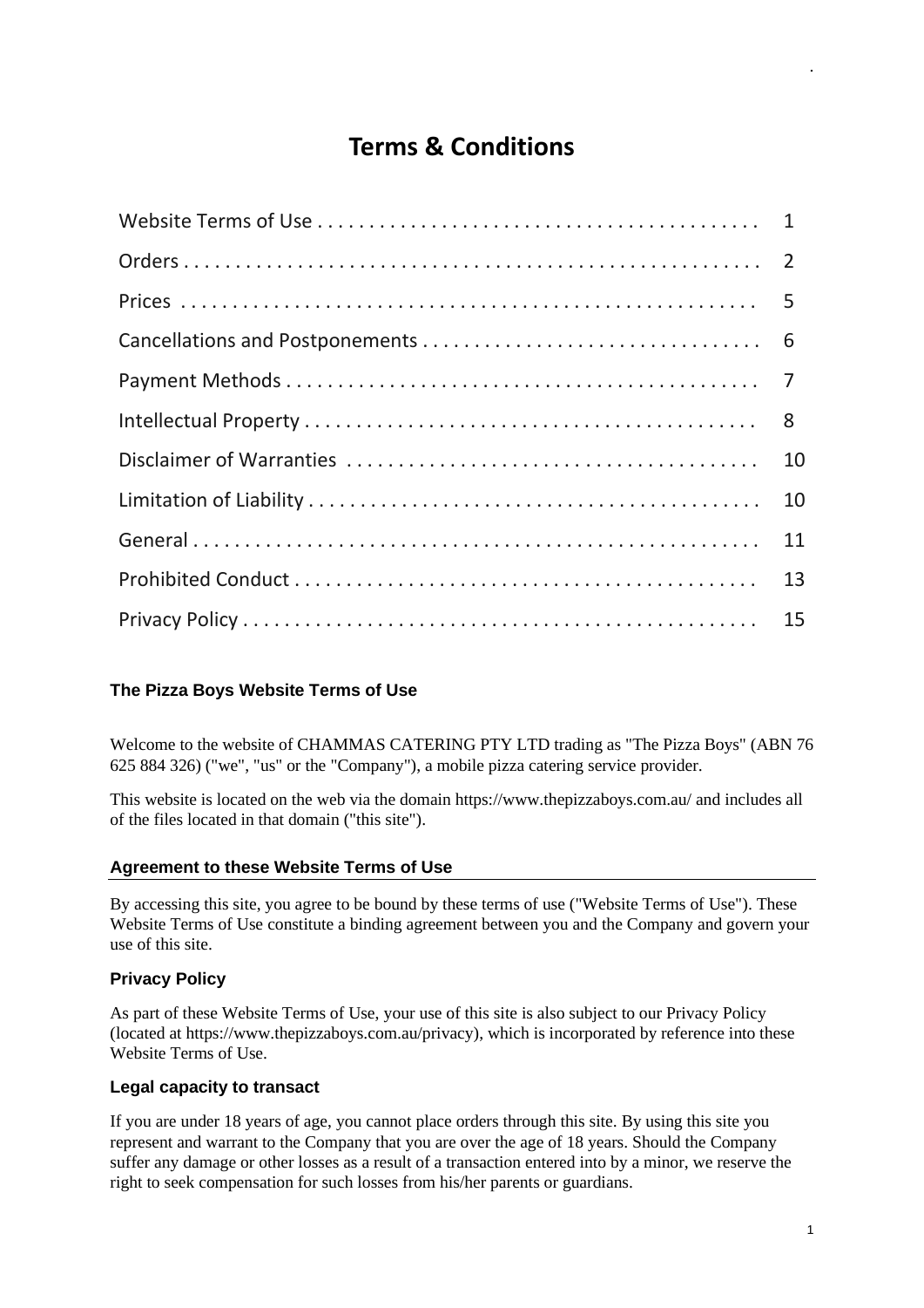# Terms & Conditions

| | |
|---|---|
| Website Terms of Use | 1 |
| Orders | 2 |
| Prices | 5 |
| Cancellations and Postponements | 6 |
| Payment Methods | 7 |
| Intellectual Property | 8 |
| Disclaimer of Warranties | 10 |
| Limitation of Liability | 10 |
| General | 11 |
| Prohibited Conduct | 13 |
| Privacy Policy | 15 |

## The Pizza Boys Website Terms of Use

Welcome to the website of CHAMMAS CATERING PTY LTD trading as "The Pizza Boys" (ABN 76 625 884 326) ("we", "us" or the "Company"), a mobile pizza catering service provider.

This website is located on the web via the domain https://www.thepizzaboys.com.au/ and includes all of the files located in that domain ("this site").

### Agreement to these Website Terms of Use

By accessing this site, you agree to be bound by these terms of use ("Website Terms of Use"). These Website Terms of Use constitute a binding agreement between you and the Company and govern your use of this site.

### Privacy Policy

As part of these Website Terms of Use, your use of this site is also subject to our Privacy Policy (located at https://www.thepizzaboys.com.au/privacy), which is incorporated by reference into these Website Terms of Use.

### Legal capacity to transact

If you are under 18 years of age, you cannot place orders through this site. By using this site you represent and warrant to the Company that you are over the age of 18 years. Should the Company suffer any damage or other losses as a result of a transaction entered into by a minor, we reserve the right to seek compensation for such losses from his/her parents or guardians.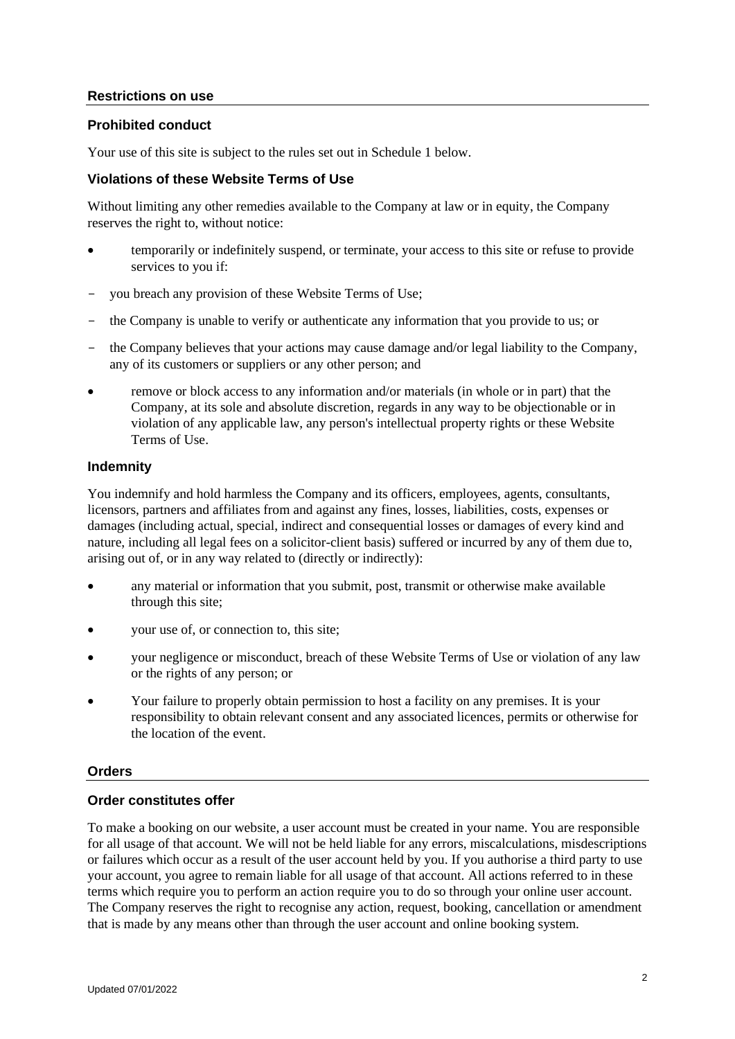## Restrictions on use

### Prohibited conduct

Your use of this site is subject to the rules set out in Schedule 1 below.

### Violations of these Website Terms of Use

Without limiting any other remedies available to the Company at law or in equity, the Company reserves the right to, without notice:

- temporarily or indefinitely suspend, or terminate, your access to this site or refuse to provide services to you if:

- you breach any provision of these Website Terms of Use;
- the Company is unable to verify or authenticate any information that you provide to us; or
- the Company believes that your actions may cause damage and/or legal liability to the Company, any of its customers or suppliers or any other person; and

- remove or block access to any information and/or materials (in whole or in part) that the Company, at its sole and absolute discretion, regards in any way to be objectionable or in violation of any applicable law, any person's intellectual property rights or these Website Terms of Use.

### Indemnity

You indemnify and hold harmless the Company and its officers, employees, agents, consultants, licensors, partners and affiliates from and against any fines, losses, liabilities, costs, expenses or damages (including actual, special, indirect and consequential losses or damages of every kind and nature, including all legal fees on a solicitor-client basis) suffered or incurred by any of them due to, arising out of, or in any way related to (directly or indirectly):

- any material or information that you submit, post, transmit or otherwise make available through this site;
- your use of, or connection to, this site;
- your negligence or misconduct, breach of these Website Terms of Use or violation of any law or the rights of any person; or
- Your failure to properly obtain permission to host a facility on any premises. It is your responsibility to obtain relevant consent and any associated licences, permits or otherwise for the location of the event.

## Orders

### Order constitutes offer

To make a booking on our website, a user account must be created in your name. You are responsible for all usage of that account. We will not be held liable for any errors, miscalculations, misdescriptions or failures which occur as a result of the user account held by you. If you authorise a third party to use your account, you agree to remain liable for all usage of that account. All actions referred to in these terms which require you to perform an action require you to do so through your online user account. The Company reserves the right to recognise any action, request, booking, cancellation or amendment that is made by any means other than through the user account and online booking system.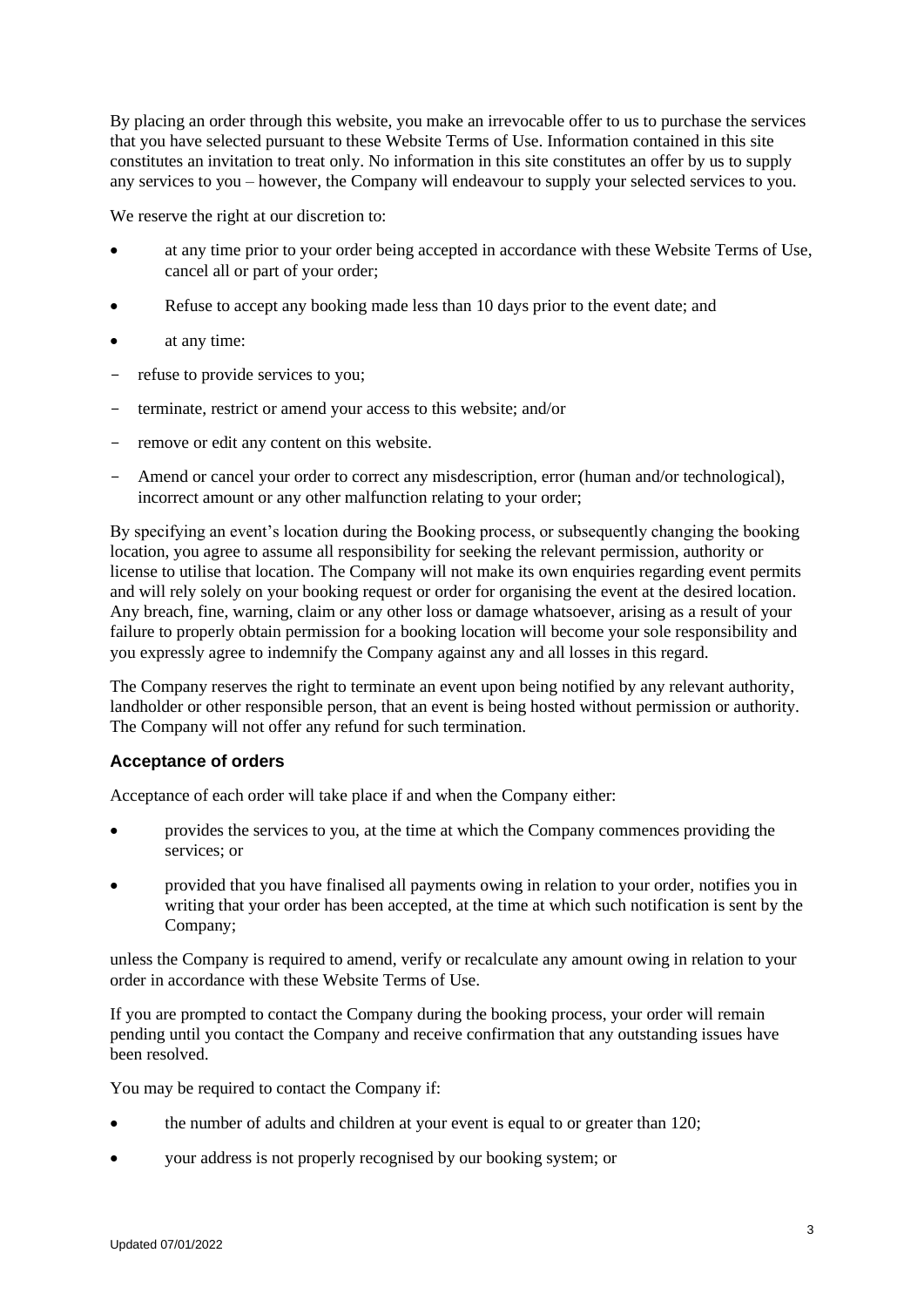By placing an order through this website, you make an irrevocable offer to us to purchase the services that you have selected pursuant to these Website Terms of Use. Information contained in this site constitutes an invitation to treat only. No information in this site constitutes an offer by us to supply any services to you – however, the Company will endeavour to supply your selected services to you.

We reserve the right at our discretion to:

- at any time prior to your order being accepted in accordance with these Website Terms of Use, cancel all or part of your order;
- Refuse to accept any booking made less than 10 days prior to the event date; and
- at any time:

  - refuse to provide services to you;
  - terminate, restrict or amend your access to this website; and/or
  - remove or edit any content on this website.
  - Amend or cancel your order to correct any misdescription, error (human and/or technological), incorrect amount or any other malfunction relating to your order;

By specifying an event's location during the Booking process, or subsequently changing the booking location, you agree to assume all responsibility for seeking the relevant permission, authority or license to utilise that location. The Company will not make its own enquiries regarding event permits and will rely solely on your booking request or order for organising the event at the desired location. Any breach, fine, warning, claim or any other loss or damage whatsoever, arising as a result of your failure to properly obtain permission for a booking location will become your sole responsibility and you expressly agree to indemnify the Company against any and all losses in this regard.

The Company reserves the right to terminate an event upon being notified by any relevant authority, landholder or other responsible person, that an event is being hosted without permission or authority. The Company will not offer any refund for such termination.

### Acceptance of orders

Acceptance of each order will take place if and when the Company either:

- provides the services to you, at the time at which the Company commences providing the services; or
- provided that you have finalised all payments owing in relation to your order, notifies you in writing that your order has been accepted, at the time at which such notification is sent by the Company;

unless the Company is required to amend, verify or recalculate any amount owing in relation to your order in accordance with these Website Terms of Use.

If you are prompted to contact the Company during the booking process, your order will remain pending until you contact the Company and receive confirmation that any outstanding issues have been resolved.

You may be required to contact the Company if:

- the number of adults and children at your event is equal to or greater than 120;
- your address is not properly recognised by our booking system; or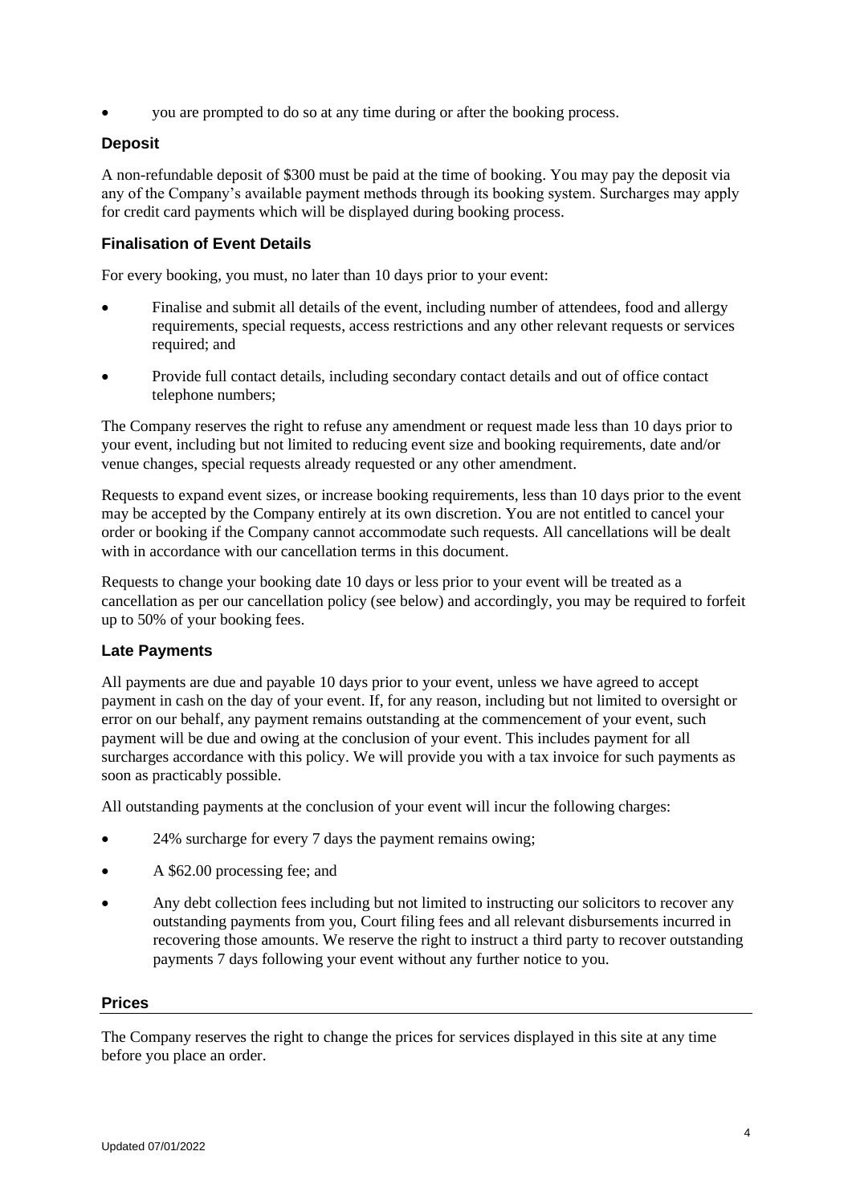- you are prompted to do so at any time during or after the booking process.

### Deposit

A non-refundable deposit of $300 must be paid at the time of booking. You may pay the deposit via any of the Company's available payment methods through its booking system. Surcharges may apply for credit card payments which will be displayed during booking process.

### Finalisation of Event Details

For every booking, you must, no later than 10 days prior to your event:

- Finalise and submit all details of the event, including number of attendees, food and allergy requirements, special requests, access restrictions and any other relevant requests or services required; and
- Provide full contact details, including secondary contact details and out of office contact telephone numbers;

The Company reserves the right to refuse any amendment or request made less than 10 days prior to your event, including but not limited to reducing event size and booking requirements, date and/or venue changes, special requests already requested or any other amendment.

Requests to expand event sizes, or increase booking requirements, less than 10 days prior to the event may be accepted by the Company entirely at its own discretion. You are not entitled to cancel your order or booking if the Company cannot accommodate such requests. All cancellations will be dealt with in accordance with our cancellation terms in this document.

Requests to change your booking date 10 days or less prior to your event will be treated as a cancellation as per our cancellation policy (see below) and accordingly, you may be required to forfeit up to 50% of your booking fees.

### Late Payments

All payments are due and payable 10 days prior to your event, unless we have agreed to accept payment in cash on the day of your event. If, for any reason, including but not limited to oversight or error on our behalf, any payment remains outstanding at the commencement of your event, such payment will be due and owing at the conclusion of your event. This includes payment for all surcharges accordance with this policy. We will provide you with a tax invoice for such payments as soon as practicably possible.

All outstanding payments at the conclusion of your event will incur the following charges:

- 24% surcharge for every 7 days the payment remains owing;
- A $62.00 processing fee; and
- Any debt collection fees including but not limited to instructing our solicitors to recover any outstanding payments from you, Court filing fees and all relevant disbursements incurred in recovering those amounts. We reserve the right to instruct a third party to recover outstanding payments 7 days following your event without any further notice to you.

### Prices

The Company reserves the right to change the prices for services displayed in this site at any time before you place an order.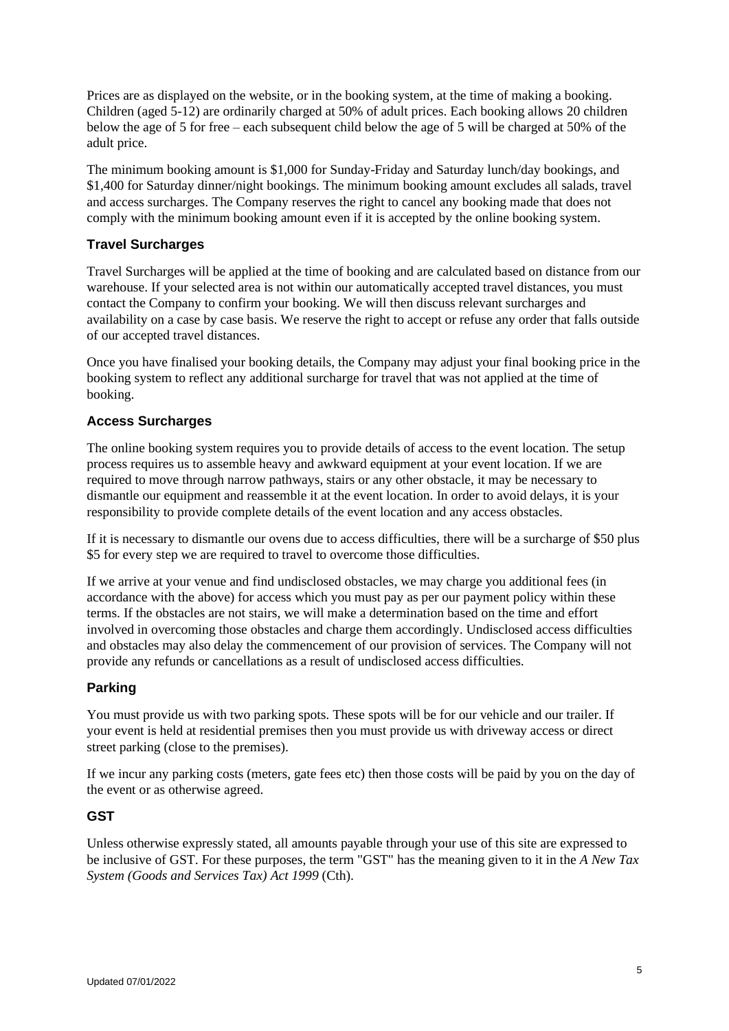Prices are as displayed on the website, or in the booking system, at the time of making a booking. Children (aged 5-12) are ordinarily charged at 50% of adult prices. Each booking allows 20 children below the age of 5 for free – each subsequent child below the age of 5 will be charged at 50% of the adult price.

The minimum booking amount is $1,000 for Sunday-Friday and Saturday lunch/day bookings, and $1,400 for Saturday dinner/night bookings. The minimum booking amount excludes all salads, travel and access surcharges. The Company reserves the right to cancel any booking made that does not comply with the minimum booking amount even if it is accepted by the online booking system.

### Travel Surcharges

Travel Surcharges will be applied at the time of booking and are calculated based on distance from our warehouse. If your selected area is not within our automatically accepted travel distances, you must contact the Company to confirm your booking. We will then discuss relevant surcharges and availability on a case by case basis. We reserve the right to accept or refuse any order that falls outside of our accepted travel distances.

Once you have finalised your booking details, the Company may adjust your final booking price in the booking system to reflect any additional surcharge for travel that was not applied at the time of booking.

### Access Surcharges

The online booking system requires you to provide details of access to the event location. The setup process requires us to assemble heavy and awkward equipment at your event location. If we are required to move through narrow pathways, stairs or any other obstacle, it may be necessary to dismantle our equipment and reassemble it at the event location. In order to avoid delays, it is your responsibility to provide complete details of the event location and any access obstacles.

If it is necessary to dismantle our ovens due to access difficulties, there will be a surcharge of $50 plus $5 for every step we are required to travel to overcome those difficulties.

If we arrive at your venue and find undisclosed obstacles, we may charge you additional fees (in accordance with the above) for access which you must pay as per our payment policy within these terms. If the obstacles are not stairs, we will make a determination based on the time and effort involved in overcoming those obstacles and charge them accordingly. Undisclosed access difficulties and obstacles may also delay the commencement of our provision of services. The Company will not provide any refunds or cancellations as a result of undisclosed access difficulties.

### Parking

You must provide us with two parking spots. These spots will be for our vehicle and our trailer. If your event is held at residential premises then you must provide us with driveway access or direct street parking (close to the premises).

If we incur any parking costs (meters, gate fees etc) then those costs will be paid by you on the day of the event or as otherwise agreed.

### GST

Unless otherwise expressly stated, all amounts payable through your use of this site are expressed to be inclusive of GST. For these purposes, the term "GST" has the meaning given to it in the *A New Tax System (Goods and Services Tax) Act 1999* (Cth).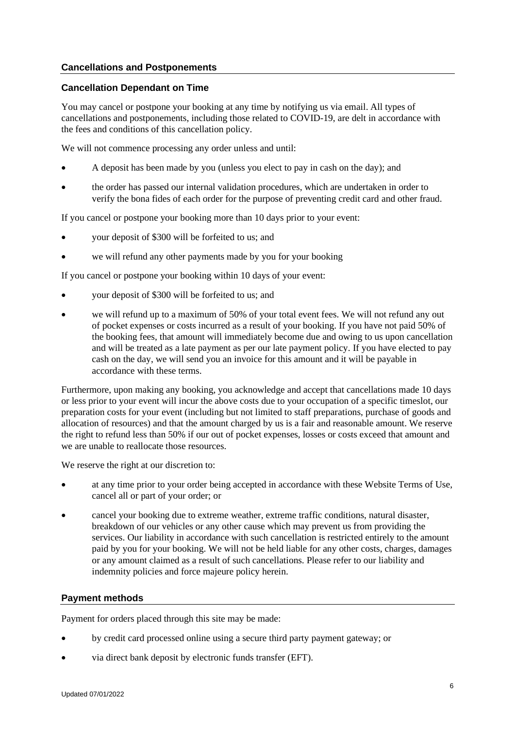## Cancellations and Postponements

### Cancellation Dependant on Time

You may cancel or postpone your booking at any time by notifying us via email. All types of cancellations and postponements, including those related to COVID-19, are delt in accordance with the fees and conditions of this cancellation policy.

We will not commence processing any order unless and until:

- A deposit has been made by you (unless you elect to pay in cash on the day); and
- the order has passed our internal validation procedures, which are undertaken in order to verify the bona fides of each order for the purpose of preventing credit card and other fraud.

If you cancel or postpone your booking more than 10 days prior to your event:

- your deposit of $300 will be forfeited to us; and
- we will refund any other payments made by you for your booking

If you cancel or postpone your booking within 10 days of your event:

- your deposit of $300 will be forfeited to us; and
- we will refund up to a maximum of 50% of your total event fees. We will not refund any out of pocket expenses or costs incurred as a result of your booking. If you have not paid 50% of the booking fees, that amount will immediately become due and owing to us upon cancellation and will be treated as a late payment as per our late payment policy. If you have elected to pay cash on the day, we will send you an invoice for this amount and it will be payable in accordance with these terms.

Furthermore, upon making any booking, you acknowledge and accept that cancellations made 10 days or less prior to your event will incur the above costs due to your occupation of a specific timeslot, our preparation costs for your event (including but not limited to staff preparations, purchase of goods and allocation of resources) and that the amount charged by us is a fair and reasonable amount. We reserve the right to refund less than 50% if our out of pocket expenses, losses or costs exceed that amount and we are unable to reallocate those resources.

We reserve the right at our discretion to:

- at any time prior to your order being accepted in accordance with these Website Terms of Use, cancel all or part of your order; or
- cancel your booking due to extreme weather, extreme traffic conditions, natural disaster, breakdown of our vehicles or any other cause which may prevent us from providing the services. Our liability in accordance with such cancellation is restricted entirely to the amount paid by you for your booking. We will not be held liable for any other costs, charges, damages or any amount claimed as a result of such cancellations. Please refer to our liability and indemnity policies and force majeure policy herein.

## Payment methods

Payment for orders placed through this site may be made:

- by credit card processed online using a secure third party payment gateway; or
- via direct bank deposit by electronic funds transfer (EFT).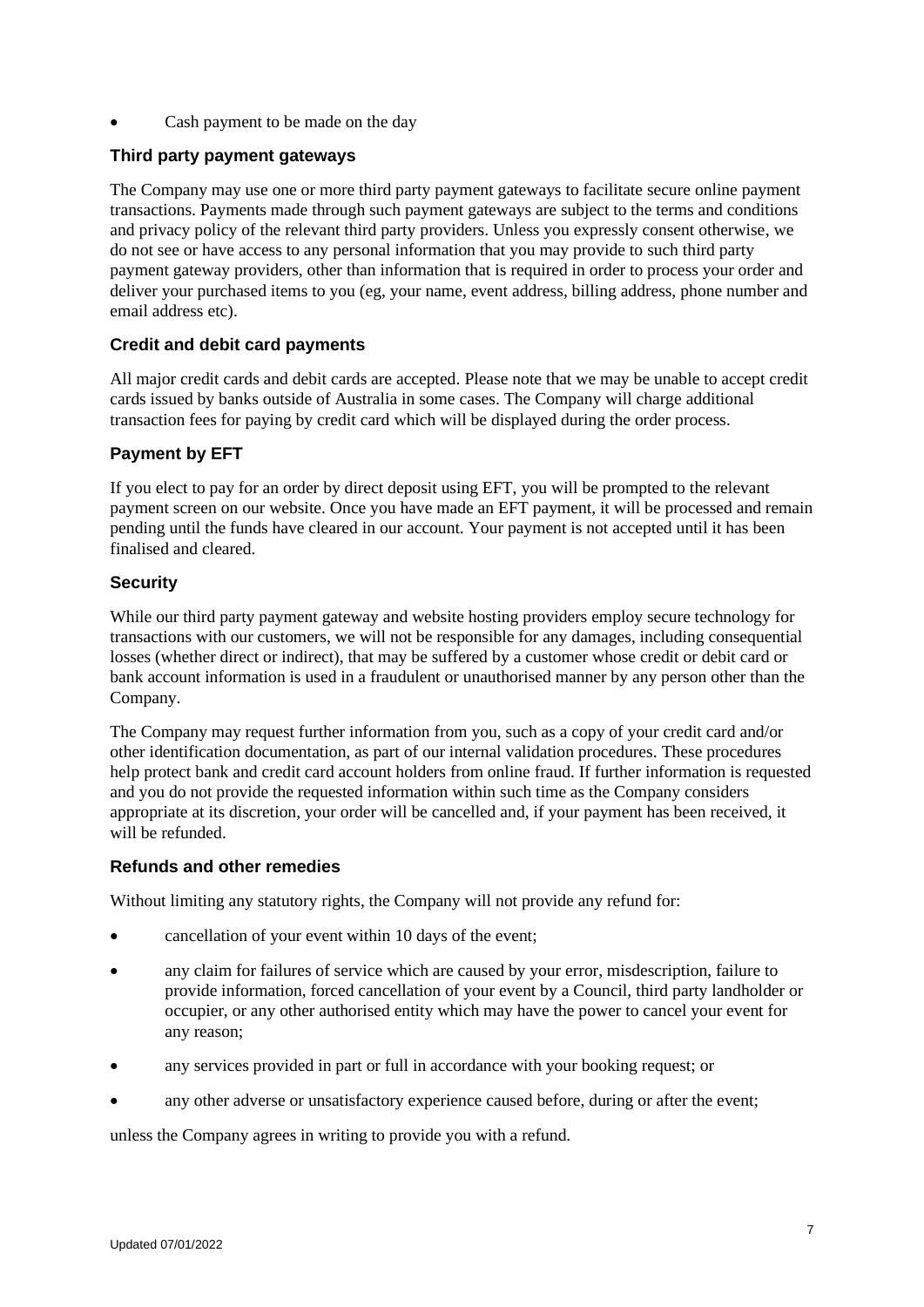- Cash payment to be made on the day

### Third party payment gateways

The Company may use one or more third party payment gateways to facilitate secure online payment transactions. Payments made through such payment gateways are subject to the terms and conditions and privacy policy of the relevant third party providers. Unless you expressly consent otherwise, we do not see or have access to any personal information that you may provide to such third party payment gateway providers, other than information that is required in order to process your order and deliver your purchased items to you (eg, your name, event address, billing address, phone number and email address etc).

### Credit and debit card payments

All major credit cards and debit cards are accepted. Please note that we may be unable to accept credit cards issued by banks outside of Australia in some cases. The Company will charge additional transaction fees for paying by credit card which will be displayed during the order process.

### Payment by EFT

If you elect to pay for an order by direct deposit using EFT, you will be prompted to the relevant payment screen on our website. Once you have made an EFT payment, it will be processed and remain pending until the funds have cleared in our account. Your payment is not accepted until it has been finalised and cleared.

### Security

While our third party payment gateway and website hosting providers employ secure technology for transactions with our customers, we will not be responsible for any damages, including consequential losses (whether direct or indirect), that may be suffered by a customer whose credit or debit card or bank account information is used in a fraudulent or unauthorised manner by any person other than the Company.

The Company may request further information from you, such as a copy of your credit card and/or other identification documentation, as part of our internal validation procedures. These procedures help protect bank and credit card account holders from online fraud. If further information is requested and you do not provide the requested information within such time as the Company considers appropriate at its discretion, your order will be cancelled and, if your payment has been received, it will be refunded.

### Refunds and other remedies

Without limiting any statutory rights, the Company will not provide any refund for:

- cancellation of your event within 10 days of the event;
- any claim for failures of service which are caused by your error, misdescription, failure to provide information, forced cancellation of your event by a Council, third party landholder or occupier, or any other authorised entity which may have the power to cancel your event for any reason;
- any services provided in part or full in accordance with your booking request; or
- any other adverse or unsatisfactory experience caused before, during or after the event;

unless the Company agrees in writing to provide you with a refund.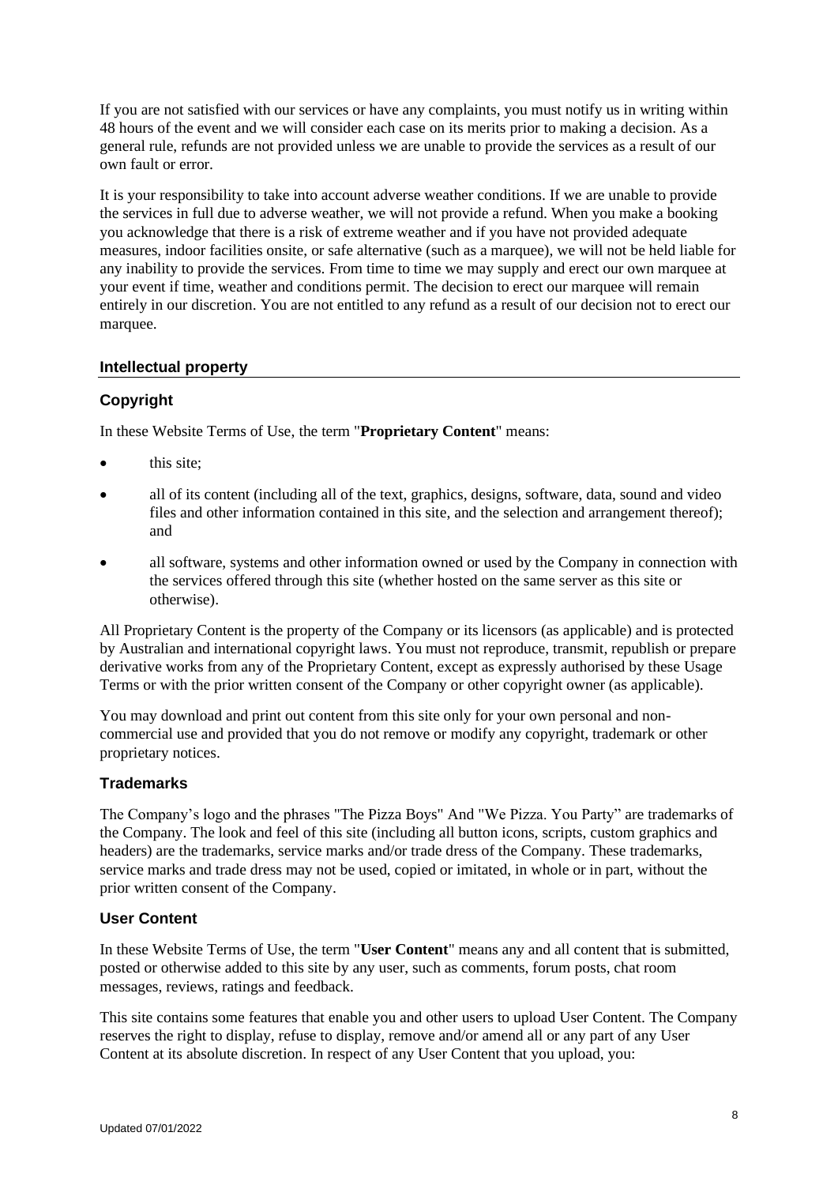If you are not satisfied with our services or have any complaints, you must notify us in writing within 48 hours of the event and we will consider each case on its merits prior to making a decision. As a general rule, refunds are not provided unless we are unable to provide the services as a result of our own fault or error.

It is your responsibility to take into account adverse weather conditions. If we are unable to provide the services in full due to adverse weather, we will not provide a refund. When you make a booking you acknowledge that there is a risk of extreme weather and if you have not provided adequate measures, indoor facilities onsite, or safe alternative (such as a marquee), we will not be held liable for any inability to provide the services. From time to time we may supply and erect our own marquee at your event if time, weather and conditions permit. The decision to erect our marquee will remain entirely in our discretion. You are not entitled to any refund as a result of our decision not to erect our marquee.

## Intellectual property

### Copyright

In these Website Terms of Use, the term "**Proprietary Content**" means:

- this site;
- all of its content (including all of the text, graphics, designs, software, data, sound and video files and other information contained in this site, and the selection and arrangement thereof); and
- all software, systems and other information owned or used by the Company in connection with the services offered through this site (whether hosted on the same server as this site or otherwise).

All Proprietary Content is the property of the Company or its licensors (as applicable) and is protected by Australian and international copyright laws. You must not reproduce, transmit, republish or prepare derivative works from any of the Proprietary Content, except as expressly authorised by these Usage Terms or with the prior written consent of the Company or other copyright owner (as applicable).

You may download and print out content from this site only for your own personal and non-commercial use and provided that you do not remove or modify any copyright, trademark or other proprietary notices.

### Trademarks

The Company's logo and the phrases "The Pizza Boys" And "We Pizza. You Party" are trademarks of the Company. The look and feel of this site (including all button icons, scripts, custom graphics and headers) are the trademarks, service marks and/or trade dress of the Company. These trademarks, service marks and trade dress may not be used, copied or imitated, in whole or in part, without the prior written consent of the Company.

### User Content

In these Website Terms of Use, the term "**User Content**" means any and all content that is submitted, posted or otherwise added to this site by any user, such as comments, forum posts, chat room messages, reviews, ratings and feedback.

This site contains some features that enable you and other users to upload User Content. The Company reserves the right to display, refuse to display, remove and/or amend all or any part of any User Content at its absolute discretion. In respect of any User Content that you upload, you: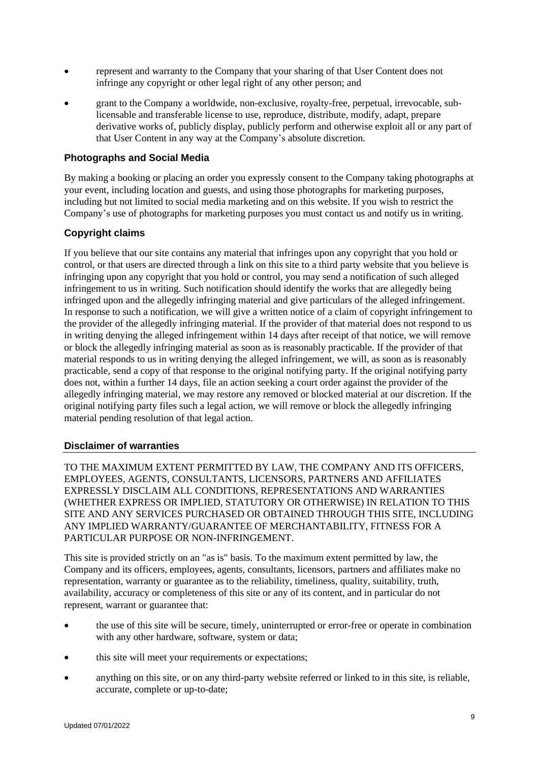- represent and warranty to the Company that your sharing of that User Content does not infringe any copyright or other legal right of any other person; and
- grant to the Company a worldwide, non-exclusive, royalty-free, perpetual, irrevocable, sub-licensable and transferable license to use, reproduce, distribute, modify, adapt, prepare derivative works of, publicly display, publicly perform and otherwise exploit all or any part of that User Content in any way at the Company's absolute discretion.

### Photographs and Social Media

By making a booking or placing an order you expressly consent to the Company taking photographs at your event, including location and guests, and using those photographs for marketing purposes, including but not limited to social media marketing and on this website. If you wish to restrict the Company's use of photographs for marketing purposes you must contact us and notify us in writing.

### Copyright claims

If you believe that our site contains any material that infringes upon any copyright that you hold or control, or that users are directed through a link on this site to a third party website that you believe is infringing upon any copyright that you hold or control, you may send a notification of such alleged infringement to us in writing. Such notification should identify the works that are allegedly being infringed upon and the allegedly infringing material and give particulars of the alleged infringement. In response to such a notification, we will give a written notice of a claim of copyright infringement to the provider of the allegedly infringing material. If the provider of that material does not respond to us in writing denying the alleged infringement within 14 days after receipt of that notice, we will remove or block the allegedly infringing material as soon as is reasonably practicable. If the provider of that material responds to us in writing denying the alleged infringement, we will, as soon as is reasonably practicable, send a copy of that response to the original notifying party. If the original notifying party does not, within a further 14 days, file an action seeking a court order against the provider of the allegedly infringing material, we may restore any removed or blocked material at our discretion. If the original notifying party files such a legal action, we will remove or block the allegedly infringing material pending resolution of that legal action.

### Disclaimer of warranties

TO THE MAXIMUM EXTENT PERMITTED BY LAW, THE COMPANY AND ITS OFFICERS, EMPLOYEES, AGENTS, CONSULTANTS, LICENSORS, PARTNERS AND AFFILIATES EXPRESSLY DISCLAIM ALL CONDITIONS, REPRESENTATIONS AND WARRANTIES (WHETHER EXPRESS OR IMPLIED, STATUTORY OR OTHERWISE) IN RELATION TO THIS SITE AND ANY SERVICES PURCHASED OR OBTAINED THROUGH THIS SITE, INCLUDING ANY IMPLIED WARRANTY/GUARANTEE OF MERCHANTABILITY, FITNESS FOR A PARTICULAR PURPOSE OR NON-INFRINGEMENT.

This site is provided strictly on an "as is" basis. To the maximum extent permitted by law, the Company and its officers, employees, agents, consultants, licensors, partners and affiliates make no representation, warranty or guarantee as to the reliability, timeliness, quality, suitability, truth, availability, accuracy or completeness of this site or any of its content, and in particular do not represent, warrant or guarantee that:

- the use of this site will be secure, timely, uninterrupted or error-free or operate in combination with any other hardware, software, system or data;
- this site will meet your requirements or expectations;
- anything on this site, or on any third-party website referred or linked to in this site, is reliable, accurate, complete or up-to-date;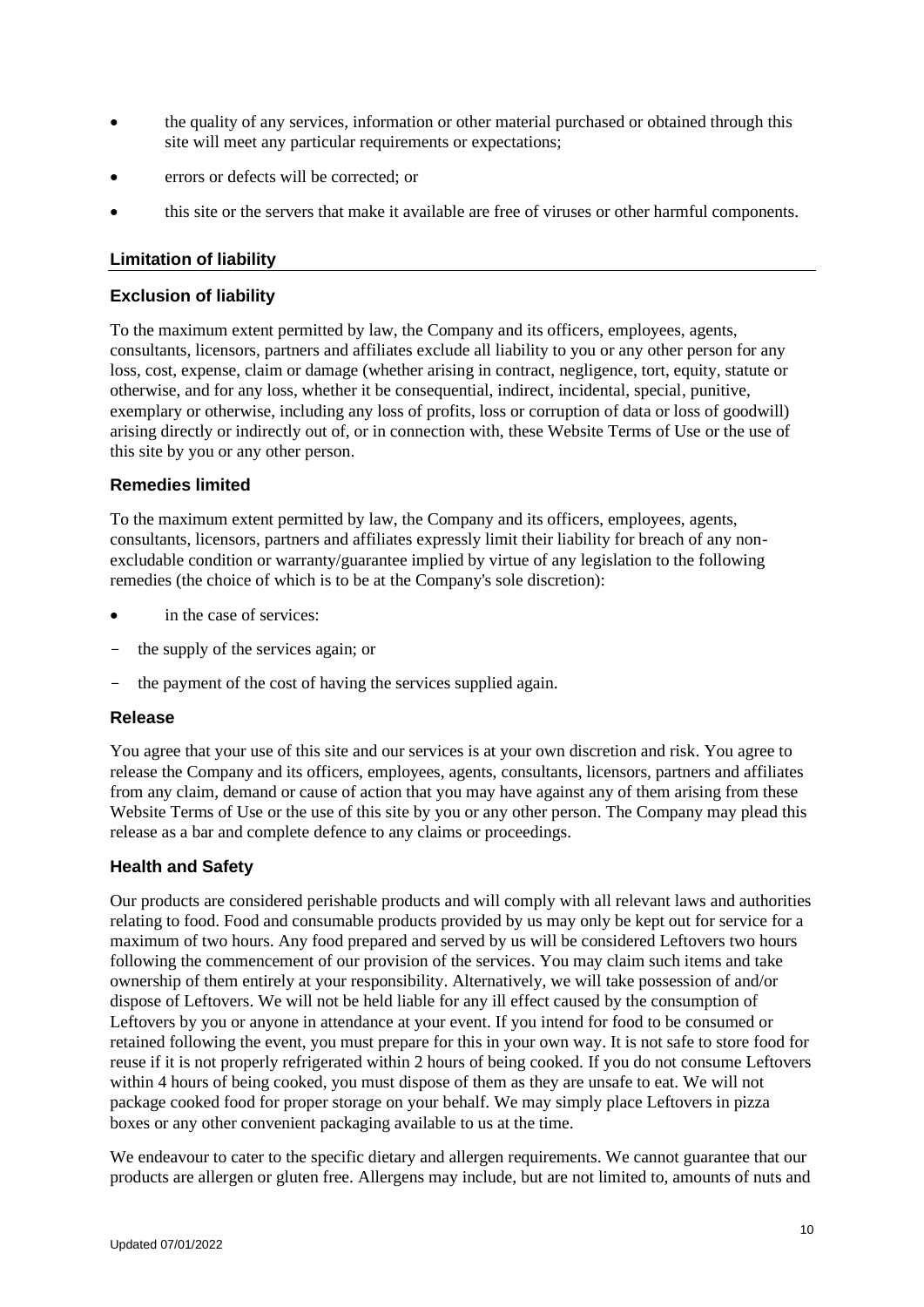- the quality of any services, information or other material purchased or obtained through this site will meet any particular requirements or expectations;
- errors or defects will be corrected; or
- this site or the servers that make it available are free of viruses or other harmful components.

## Limitation of liability

### Exclusion of liability

To the maximum extent permitted by law, the Company and its officers, employees, agents, consultants, licensors, partners and affiliates exclude all liability to you or any other person for any loss, cost, expense, claim or damage (whether arising in contract, negligence, tort, equity, statute or otherwise, and for any loss, whether it be consequential, indirect, incidental, special, punitive, exemplary or otherwise, including any loss of profits, loss or corruption of data or loss of goodwill) arising directly or indirectly out of, or in connection with, these Website Terms of Use or the use of this site by you or any other person.

### Remedies limited

To the maximum extent permitted by law, the Company and its officers, employees, agents, consultants, licensors, partners and affiliates expressly limit their liability for breach of any non-excludable condition or warranty/guarantee implied by virtue of any legislation to the following remedies (the choice of which is to be at the Company's sole discretion):

- in the case of services:
  - the supply of the services again; or
  - the payment of the cost of having the services supplied again.

### Release

You agree that your use of this site and our services is at your own discretion and risk. You agree to release the Company and its officers, employees, agents, consultants, licensors, partners and affiliates from any claim, demand or cause of action that you may have against any of them arising from these Website Terms of Use or the use of this site by you or any other person. The Company may plead this release as a bar and complete defence to any claims or proceedings.

### Health and Safety

Our products are considered perishable products and will comply with all relevant laws and authorities relating to food. Food and consumable products provided by us may only be kept out for service for a maximum of two hours. Any food prepared and served by us will be considered Leftovers two hours following the commencement of our provision of the services. You may claim such items and take ownership of them entirely at your responsibility. Alternatively, we will take possession of and/or dispose of Leftovers. We will not be held liable for any ill effect caused by the consumption of Leftovers by you or anyone in attendance at your event. If you intend for food to be consumed or retained following the event, you must prepare for this in your own way. It is not safe to store food for reuse if it is not properly refrigerated within 2 hours of being cooked. If you do not consume Leftovers within 4 hours of being cooked, you must dispose of them as they are unsafe to eat. We will not package cooked food for proper storage on your behalf. We may simply place Leftovers in pizza boxes or any other convenient packaging available to us at the time.

We endeavour to cater to the specific dietary and allergen requirements. We cannot guarantee that our products are allergen or gluten free. Allergens may include, but are not limited to, amounts of nuts and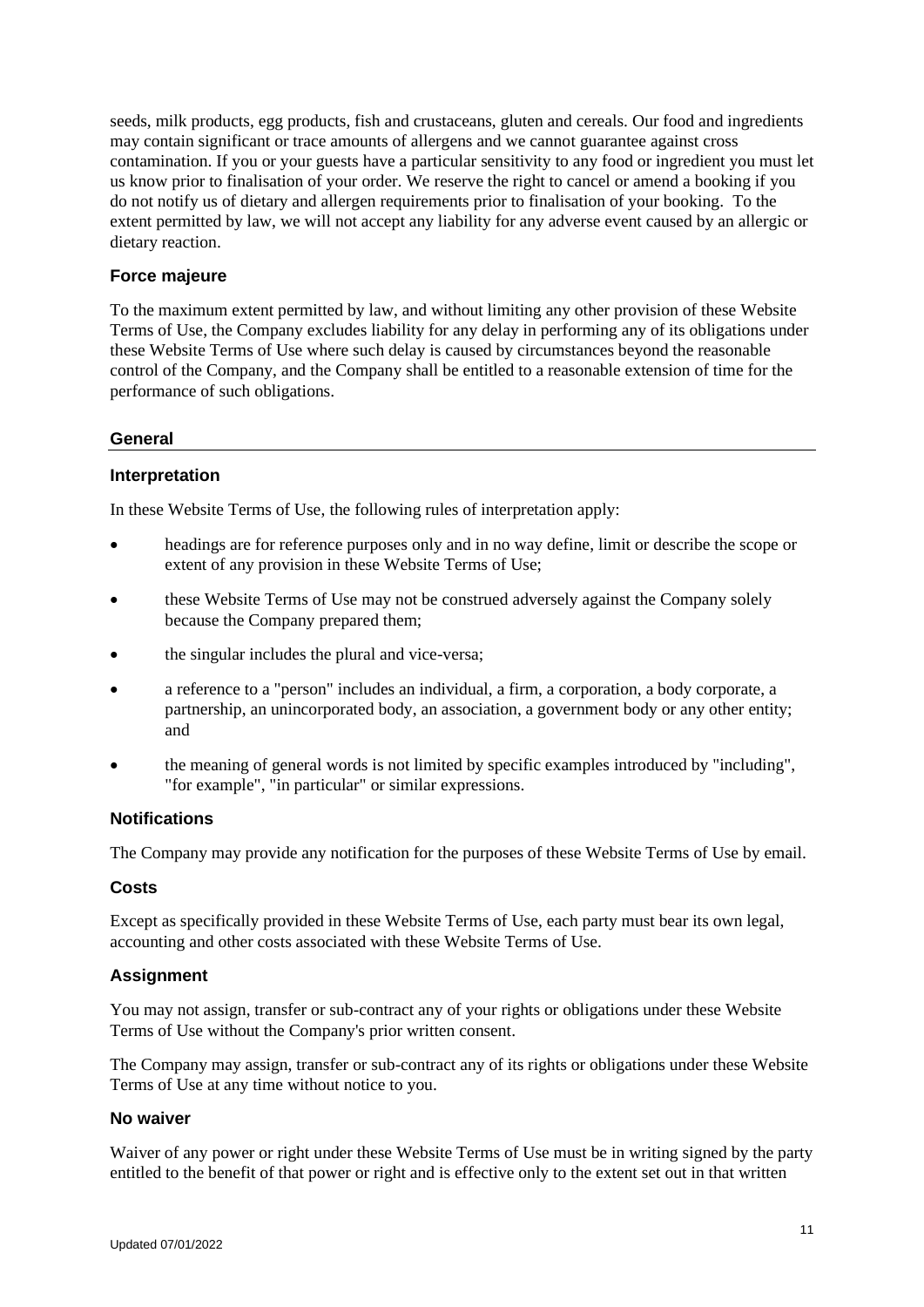seeds, milk products, egg products, fish and crustaceans, gluten and cereals. Our food and ingredients may contain significant or trace amounts of allergens and we cannot guarantee against cross contamination. If you or your guests have a particular sensitivity to any food or ingredient you must let us know prior to finalisation of your order. We reserve the right to cancel or amend a booking if you do not notify us of dietary and allergen requirements prior to finalisation of your booking. To the extent permitted by law, we will not accept any liability for any adverse event caused by an allergic or dietary reaction.

### Force majeure

To the maximum extent permitted by law, and without limiting any other provision of these Website Terms of Use, the Company excludes liability for any delay in performing any of its obligations under these Website Terms of Use where such delay is caused by circumstances beyond the reasonable control of the Company, and the Company shall be entitled to a reasonable extension of time for the performance of such obligations.

## General

### Interpretation

In these Website Terms of Use, the following rules of interpretation apply:

- headings are for reference purposes only and in no way define, limit or describe the scope or extent of any provision in these Website Terms of Use;
- these Website Terms of Use may not be construed adversely against the Company solely because the Company prepared them;
- the singular includes the plural and vice-versa;
- a reference to a "person" includes an individual, a firm, a corporation, a body corporate, a partnership, an unincorporated body, an association, a government body or any other entity; and
- the meaning of general words is not limited by specific examples introduced by "including", "for example", "in particular" or similar expressions.

### Notifications

The Company may provide any notification for the purposes of these Website Terms of Use by email.

### Costs

Except as specifically provided in these Website Terms of Use, each party must bear its own legal, accounting and other costs associated with these Website Terms of Use.

### Assignment

You may not assign, transfer or sub-contract any of your rights or obligations under these Website Terms of Use without the Company's prior written consent.

The Company may assign, transfer or sub-contract any of its rights or obligations under these Website Terms of Use at any time without notice to you.

### No waiver

Waiver of any power or right under these Website Terms of Use must be in writing signed by the party entitled to the benefit of that power or right and is effective only to the extent set out in that written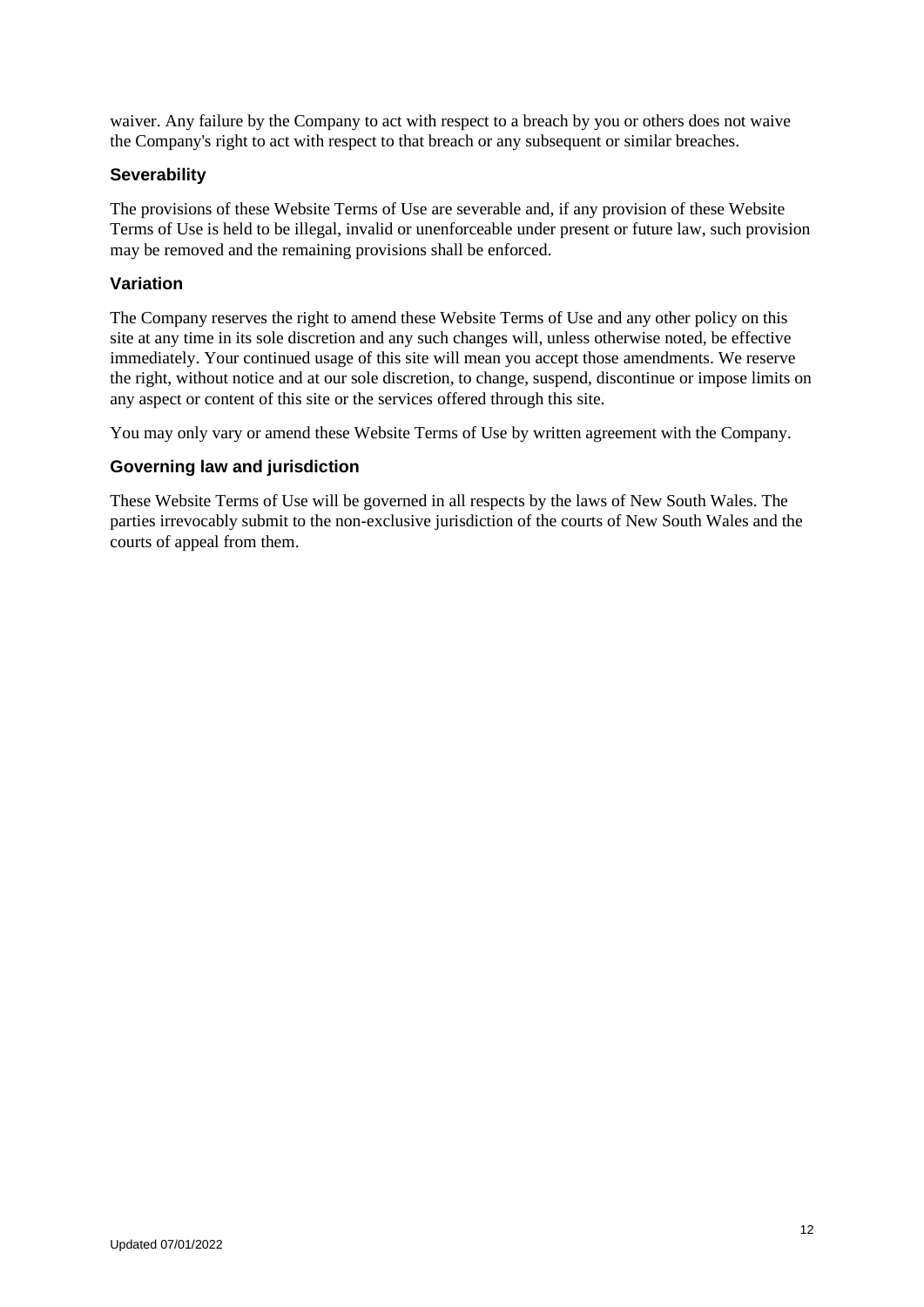waiver. Any failure by the Company to act with respect to a breach by you or others does not waive the Company's right to act with respect to that breach or any subsequent or similar breaches.

### Severability

The provisions of these Website Terms of Use are severable and, if any provision of these Website Terms of Use is held to be illegal, invalid or unenforceable under present or future law, such provision may be removed and the remaining provisions shall be enforced.

### Variation

The Company reserves the right to amend these Website Terms of Use and any other policy on this site at any time in its sole discretion and any such changes will, unless otherwise noted, be effective immediately. Your continued usage of this site will mean you accept those amendments. We reserve the right, without notice and at our sole discretion, to change, suspend, discontinue or impose limits on any aspect or content of this site or the services offered through this site.

You may only vary or amend these Website Terms of Use by written agreement with the Company.

### Governing law and jurisdiction

These Website Terms of Use will be governed in all respects by the laws of New South Wales. The parties irrevocably submit to the non-exclusive jurisdiction of the courts of New South Wales and the courts of appeal from them.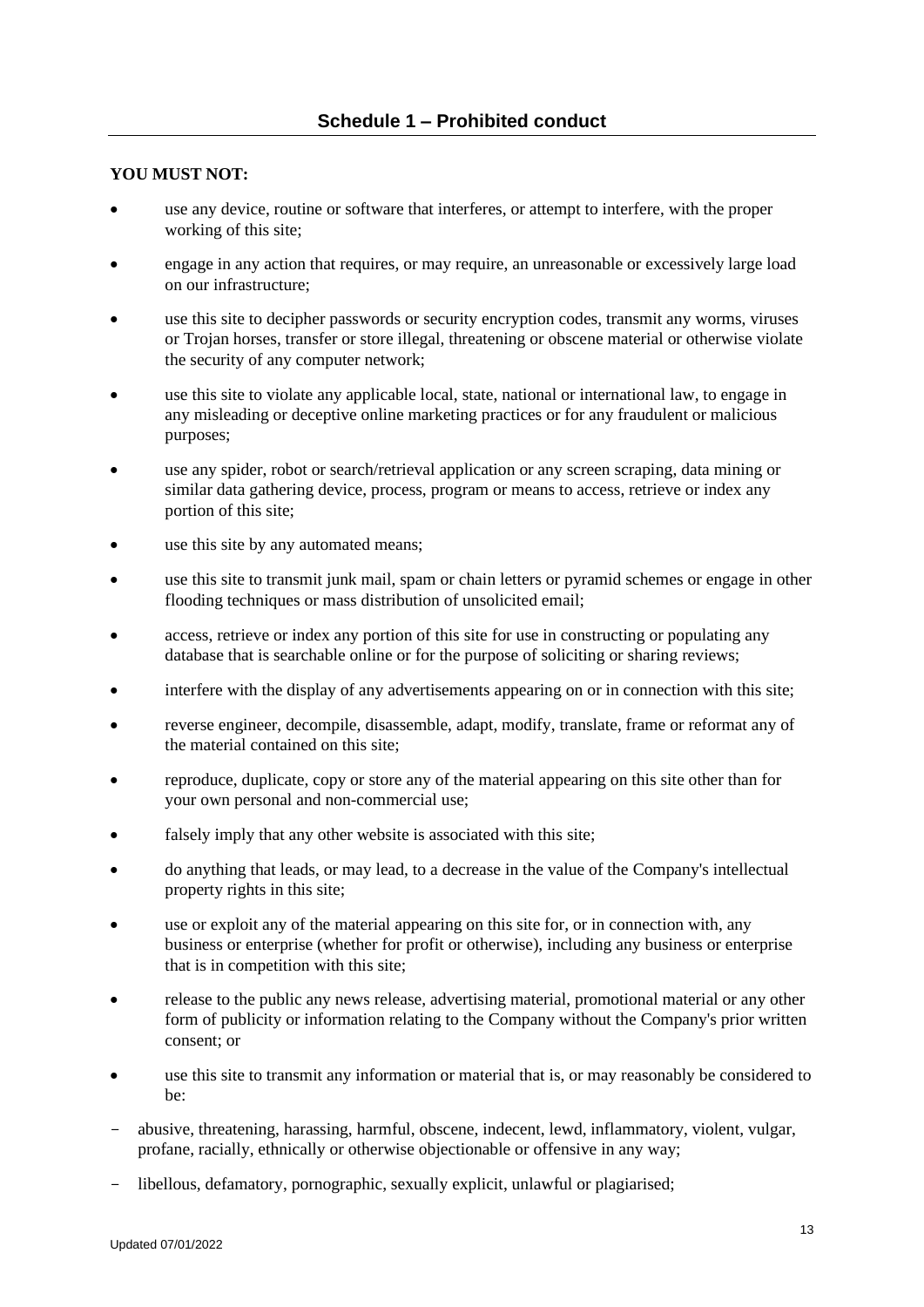## Schedule 1 – Prohibited conduct

**YOU MUST NOT:**

- use any device, routine or software that interferes, or attempt to interfere, with the proper working of this site;
- engage in any action that requires, or may require, an unreasonable or excessively large load on our infrastructure;
- use this site to decipher passwords or security encryption codes, transmit any worms, viruses or Trojan horses, transfer or store illegal, threatening or obscene material or otherwise violate the security of any computer network;
- use this site to violate any applicable local, state, national or international law, to engage in any misleading or deceptive online marketing practices or for any fraudulent or malicious purposes;
- use any spider, robot or search/retrieval application or any screen scraping, data mining or similar data gathering device, process, program or means to access, retrieve or index any portion of this site;
- use this site by any automated means;
- use this site to transmit junk mail, spam or chain letters or pyramid schemes or engage in other flooding techniques or mass distribution of unsolicited email;
- access, retrieve or index any portion of this site for use in constructing or populating any database that is searchable online or for the purpose of soliciting or sharing reviews;
- interfere with the display of any advertisements appearing on or in connection with this site;
- reverse engineer, decompile, disassemble, adapt, modify, translate, frame or reformat any of the material contained on this site;
- reproduce, duplicate, copy or store any of the material appearing on this site other than for your own personal and non-commercial use;
- falsely imply that any other website is associated with this site;
- do anything that leads, or may lead, to a decrease in the value of the Company's intellectual property rights in this site;
- use or exploit any of the material appearing on this site for, or in connection with, any business or enterprise (whether for profit or otherwise), including any business or enterprise that is in competition with this site;
- release to the public any news release, advertising material, promotional material or any other form of publicity or information relating to the Company without the Company's prior written consent; or
- use this site to transmit any information or material that is, or may reasonably be considered to be:

  - abusive, threatening, harassing, harmful, obscene, indecent, lewd, inflammatory, violent, vulgar, profane, racially, ethnically or otherwise objectionable or offensive in any way;
  - libellous, defamatory, pornographic, sexually explicit, unlawful or plagiarised;

Updated 07/01/2022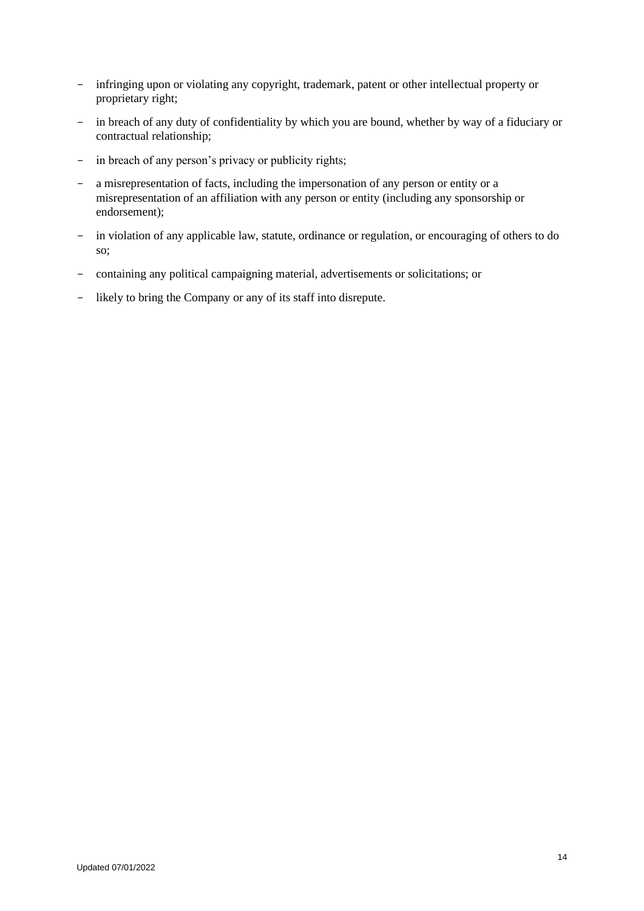- infringing upon or violating any copyright, trademark, patent or other intellectual property or proprietary right;
- in breach of any duty of confidentiality by which you are bound, whether by way of a fiduciary or contractual relationship;
- in breach of any person's privacy or publicity rights;
- a misrepresentation of facts, including the impersonation of any person or entity or a misrepresentation of an affiliation with any person or entity (including any sponsorship or endorsement);
- in violation of any applicable law, statute, ordinance or regulation, or encouraging of others to do so;
- containing any political campaigning material, advertisements or solicitations; or
- likely to bring the Company or any of its staff into disrepute.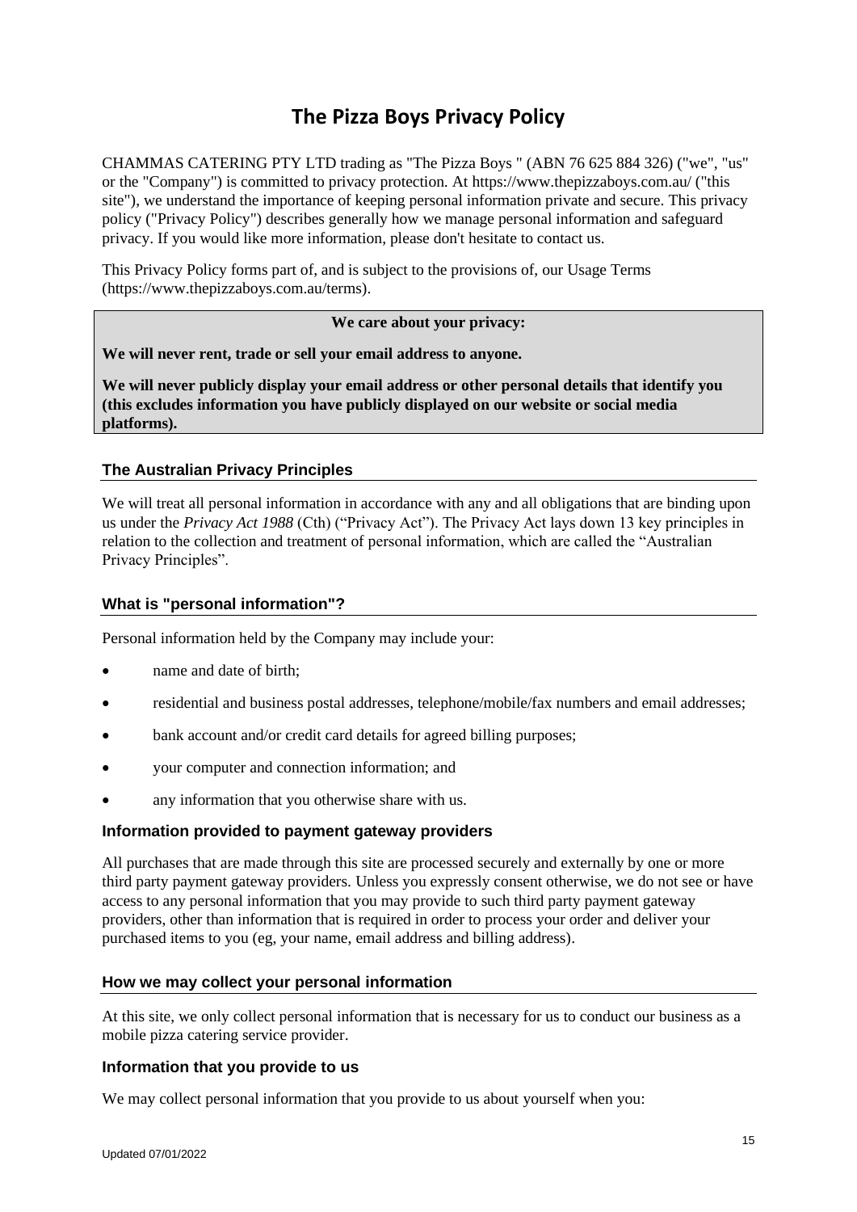# The Pizza Boys Privacy Policy

CHAMMAS CATERING PTY LTD trading as "The Pizza Boys " (ABN 76 625 884 326) ("we", "us" or the "Company") is committed to privacy protection. At https://www.thepizzaboys.com.au/ ("this site"), we understand the importance of keeping personal information private and secure. This privacy policy ("Privacy Policy") describes generally how we manage personal information and safeguard privacy. If you would like more information, please don't hesitate to contact us.

This Privacy Policy forms part of, and is subject to the provisions of, our Usage Terms (https://www.thepizzaboys.com.au/terms).

**We care about your privacy:**

**We will never rent, trade or sell your email address to anyone.**

**We will never publicly display your email address or other personal details that identify you (this excludes information you have publicly displayed on our website or social media platforms).**

## The Australian Privacy Principles

We will treat all personal information in accordance with any and all obligations that are binding upon us under the *Privacy Act 1988* (Cth) ("Privacy Act"). The Privacy Act lays down 13 key principles in relation to the collection and treatment of personal information, which are called the "Australian Privacy Principles".

## What is "personal information"?

Personal information held by the Company may include your:

- name and date of birth;
- residential and business postal addresses, telephone/mobile/fax numbers and email addresses;
- bank account and/or credit card details for agreed billing purposes;
- your computer and connection information; and
- any information that you otherwise share with us.

### Information provided to payment gateway providers

All purchases that are made through this site are processed securely and externally by one or more third party payment gateway providers. Unless you expressly consent otherwise, we do not see or have access to any personal information that you may provide to such third party payment gateway providers, other than information that is required in order to process your order and deliver your purchased items to you (eg, your name, email address and billing address).

## How we may collect your personal information

At this site, we only collect personal information that is necessary for us to conduct our business as a mobile pizza catering service provider.

### Information that you provide to us

We may collect personal information that you provide to us about yourself when you:

Updated 07/01/2022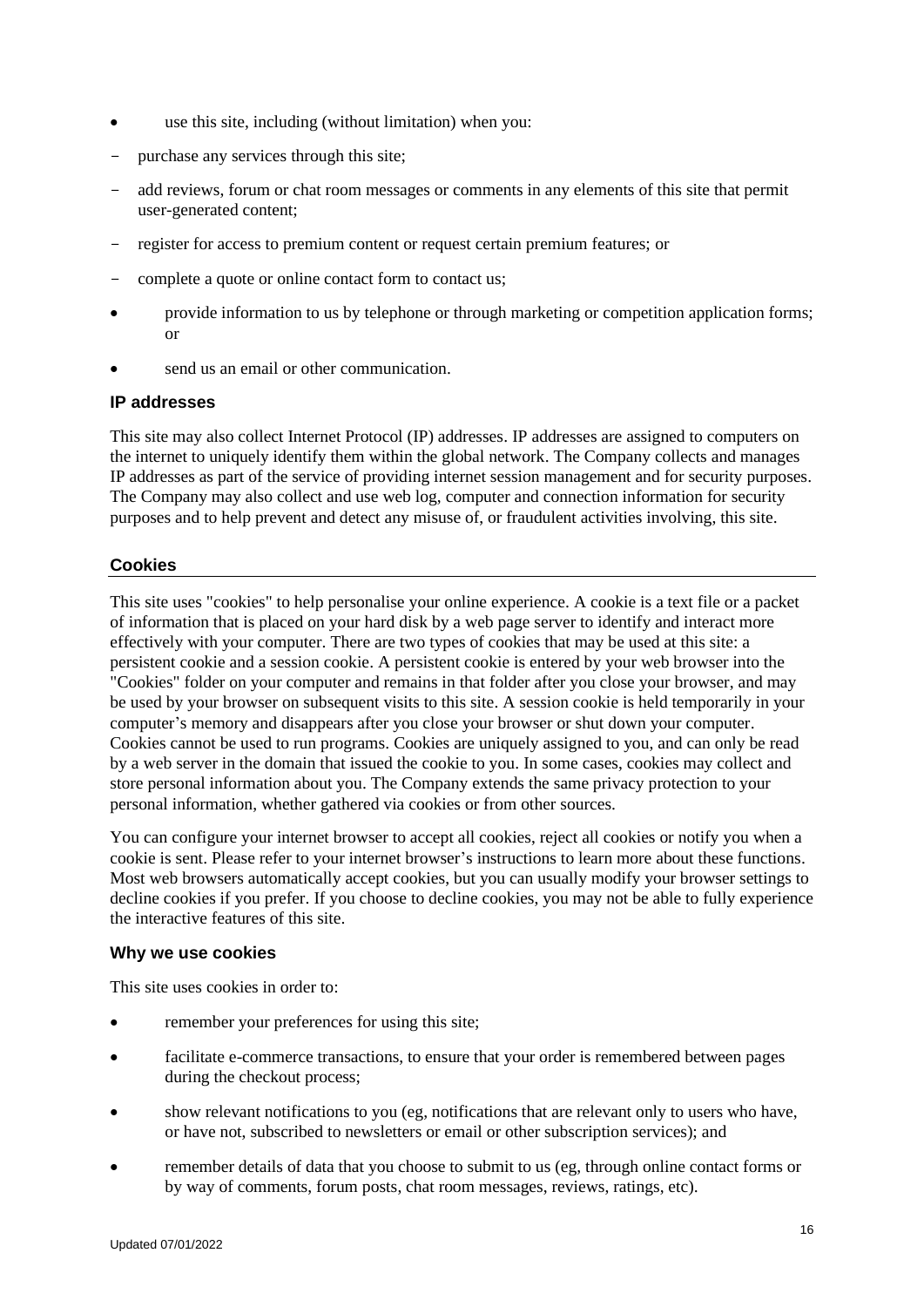- use this site, including (without limitation) when you:
  - purchase any services through this site;
  - add reviews, forum or chat room messages or comments in any elements of this site that permit user-generated content;
  - register for access to premium content or request certain premium features; or
  - complete a quote or online contact form to contact us;
- provide information to us by telephone or through marketing or competition application forms; or
- send us an email or other communication.

### IP addresses

This site may also collect Internet Protocol (IP) addresses. IP addresses are assigned to computers on the internet to uniquely identify them within the global network. The Company collects and manages IP addresses as part of the service of providing internet session management and for security purposes. The Company may also collect and use web log, computer and connection information for security purposes and to help prevent and detect any misuse of, or fraudulent activities involving, this site.

### Cookies

This site uses "cookies" to help personalise your online experience. A cookie is a text file or a packet of information that is placed on your hard disk by a web page server to identify and interact more effectively with your computer. There are two types of cookies that may be used at this site: a persistent cookie and a session cookie. A persistent cookie is entered by your web browser into the "Cookies" folder on your computer and remains in that folder after you close your browser, and may be used by your browser on subsequent visits to this site. A session cookie is held temporarily in your computer's memory and disappears after you close your browser or shut down your computer. Cookies cannot be used to run programs. Cookies are uniquely assigned to you, and can only be read by a web server in the domain that issued the cookie to you. In some cases, cookies may collect and store personal information about you. The Company extends the same privacy protection to your personal information, whether gathered via cookies or from other sources.

You can configure your internet browser to accept all cookies, reject all cookies or notify you when a cookie is sent. Please refer to your internet browser's instructions to learn more about these functions. Most web browsers automatically accept cookies, but you can usually modify your browser settings to decline cookies if you prefer. If you choose to decline cookies, you may not be able to fully experience the interactive features of this site.

### Why we use cookies

This site uses cookies in order to:

- remember your preferences for using this site;
- facilitate e-commerce transactions, to ensure that your order is remembered between pages during the checkout process;
- show relevant notifications to you (eg, notifications that are relevant only to users who have, or have not, subscribed to newsletters or email or other subscription services); and
- remember details of data that you choose to submit to us (eg, through online contact forms or by way of comments, forum posts, chat room messages, reviews, ratings, etc).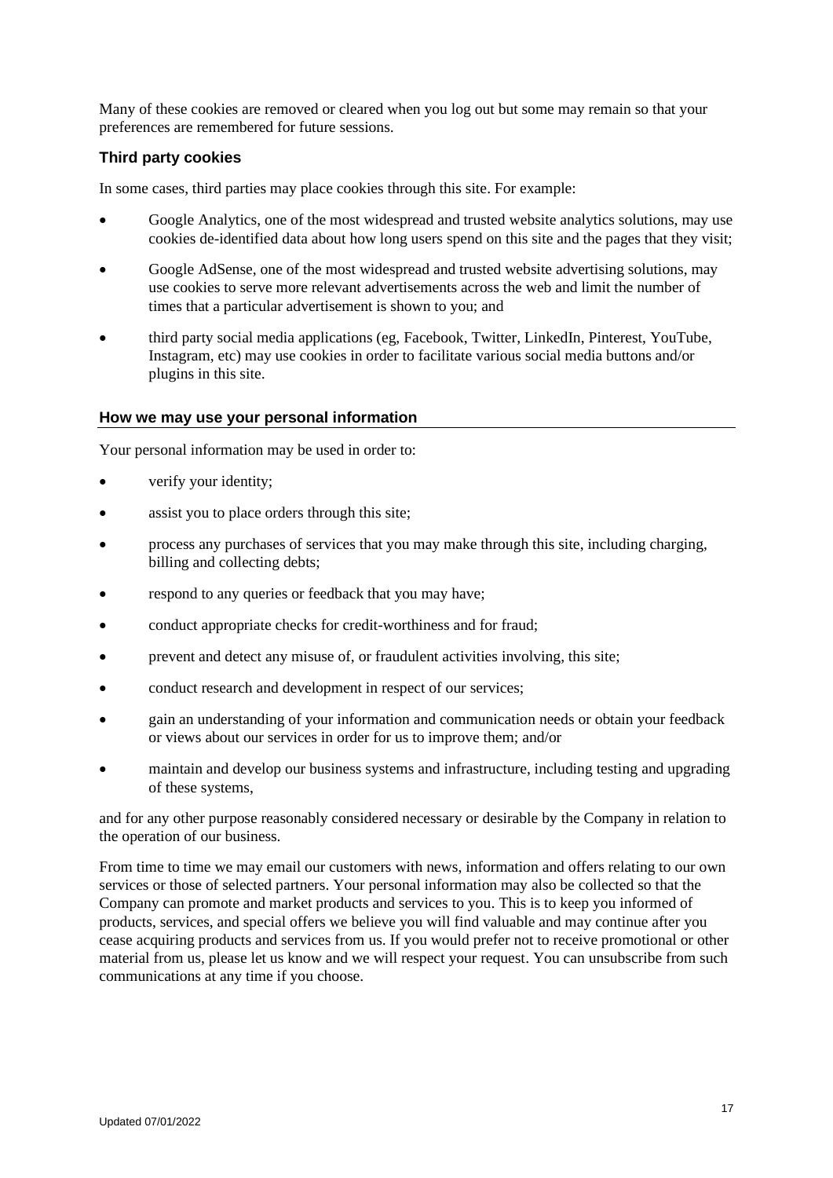Many of these cookies are removed or cleared when you log out but some may remain so that your preferences are remembered for future sessions.

### Third party cookies

In some cases, third parties may place cookies through this site. For example:

- Google Analytics, one of the most widespread and trusted website analytics solutions, may use cookies de-identified data about how long users spend on this site and the pages that they visit;
- Google AdSense, one of the most widespread and trusted website advertising solutions, may use cookies to serve more relevant advertisements across the web and limit the number of times that a particular advertisement is shown to you; and
- third party social media applications (eg, Facebook, Twitter, LinkedIn, Pinterest, YouTube, Instagram, etc) may use cookies in order to facilitate various social media buttons and/or plugins in this site.

### How we may use your personal information

Your personal information may be used in order to:

- verify your identity;
- assist you to place orders through this site;
- process any purchases of services that you may make through this site, including charging, billing and collecting debts;
- respond to any queries or feedback that you may have;
- conduct appropriate checks for credit-worthiness and for fraud;
- prevent and detect any misuse of, or fraudulent activities involving, this site;
- conduct research and development in respect of our services;
- gain an understanding of your information and communication needs or obtain your feedback or views about our services in order for us to improve them; and/or
- maintain and develop our business systems and infrastructure, including testing and upgrading of these systems,

and for any other purpose reasonably considered necessary or desirable by the Company in relation to the operation of our business.

From time to time we may email our customers with news, information and offers relating to our own services or those of selected partners. Your personal information may also be collected so that the Company can promote and market products and services to you. This is to keep you informed of products, services, and special offers we believe you will find valuable and may continue after you cease acquiring products and services from us. If you would prefer not to receive promotional or other material from us, please let us know and we will respect your request. You can unsubscribe from such communications at any time if you choose.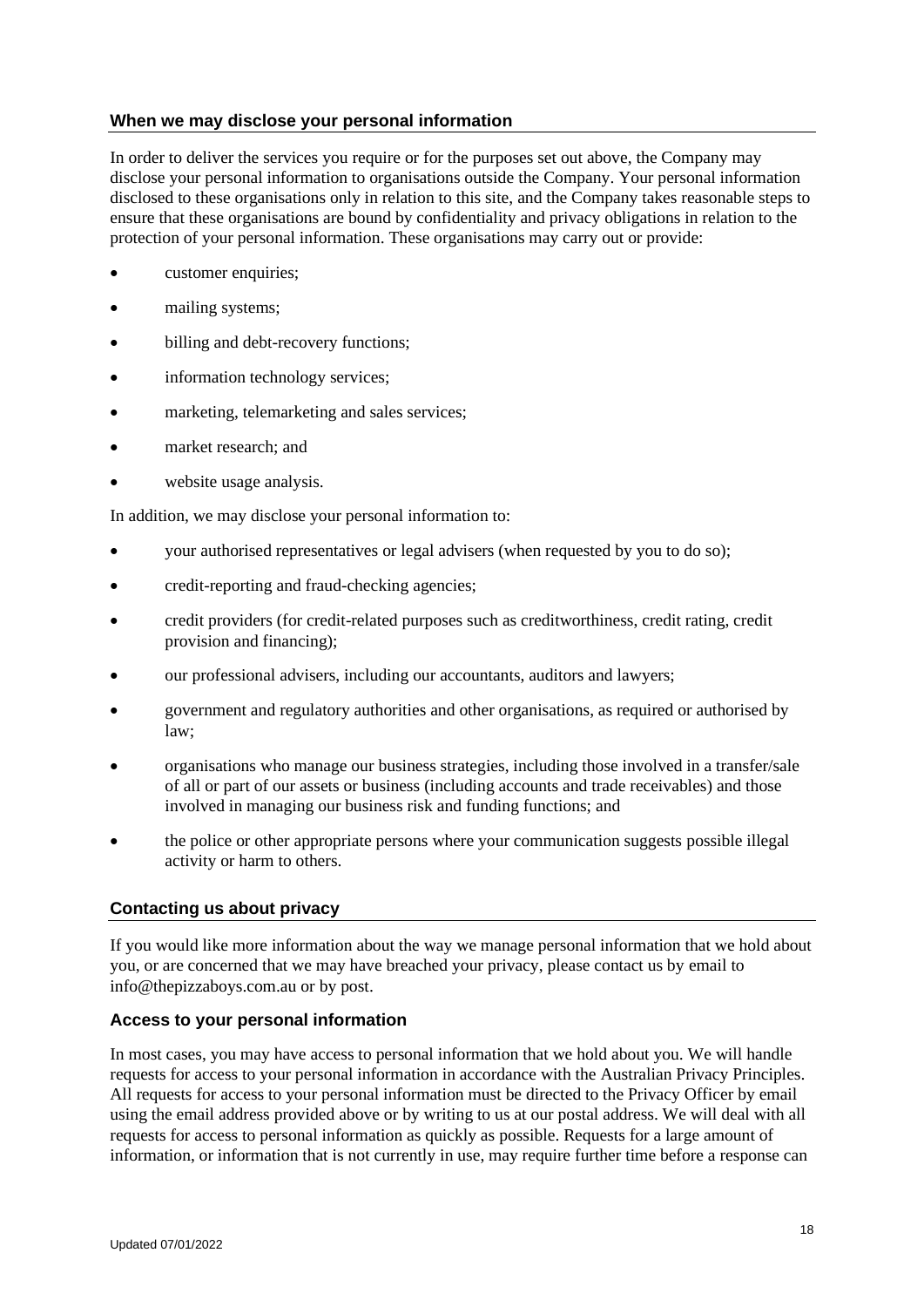### When we may disclose your personal information

In order to deliver the services you require or for the purposes set out above, the Company may disclose your personal information to organisations outside the Company. Your personal information disclosed to these organisations only in relation to this site, and the Company takes reasonable steps to ensure that these organisations are bound by confidentiality and privacy obligations in relation to the protection of your personal information. These organisations may carry out or provide:

- customer enquiries;
- mailing systems;
- billing and debt-recovery functions;
- information technology services;
- marketing, telemarketing and sales services;
- market research; and
- website usage analysis.

In addition, we may disclose your personal information to:

- your authorised representatives or legal advisers (when requested by you to do so);
- credit-reporting and fraud-checking agencies;
- credit providers (for credit-related purposes such as creditworthiness, credit rating, credit provision and financing);
- our professional advisers, including our accountants, auditors and lawyers;
- government and regulatory authorities and other organisations, as required or authorised by law;
- organisations who manage our business strategies, including those involved in a transfer/sale of all or part of our assets or business (including accounts and trade receivables) and those involved in managing our business risk and funding functions; and
- the police or other appropriate persons where your communication suggests possible illegal activity or harm to others.

### Contacting us about privacy

If you would like more information about the way we manage personal information that we hold about you, or are concerned that we may have breached your privacy, please contact us by email to info@thepizzaboys.com.au or by post.

### Access to your personal information

In most cases, you may have access to personal information that we hold about you. We will handle requests for access to your personal information in accordance with the Australian Privacy Principles. All requests for access to your personal information must be directed to the Privacy Officer by email using the email address provided above or by writing to us at our postal address. We will deal with all requests for access to personal information as quickly as possible. Requests for a large amount of information, or information that is not currently in use, may require further time before a response can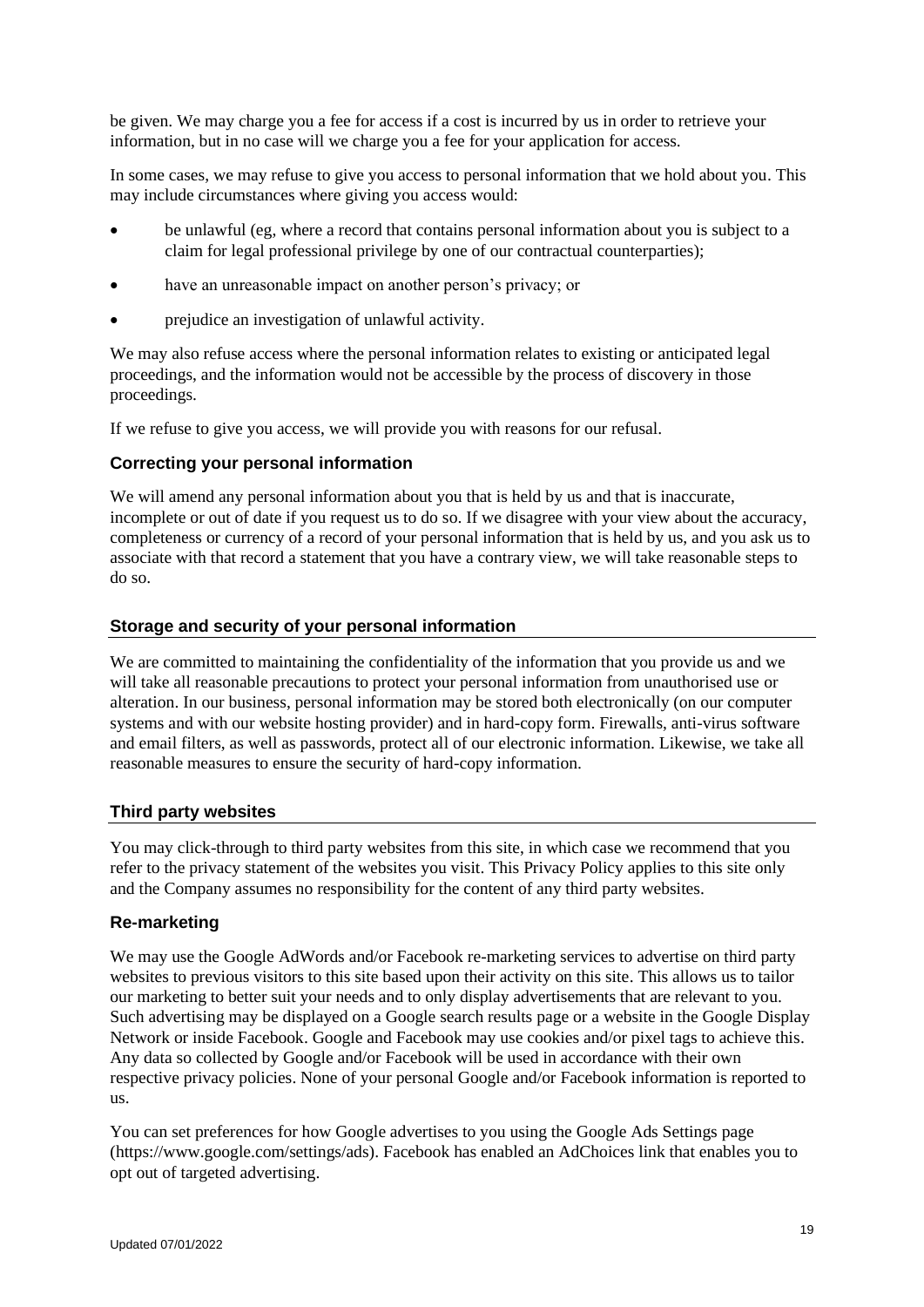be given. We may charge you a fee for access if a cost is incurred by us in order to retrieve your information, but in no case will we charge you a fee for your application for access.

In some cases, we may refuse to give you access to personal information that we hold about you. This may include circumstances where giving you access would:

- be unlawful (eg, where a record that contains personal information about you is subject to a claim for legal professional privilege by one of our contractual counterparties);
- have an unreasonable impact on another person's privacy; or
- prejudice an investigation of unlawful activity.

We may also refuse access where the personal information relates to existing or anticipated legal proceedings, and the information would not be accessible by the process of discovery in those proceedings.

If we refuse to give you access, we will provide you with reasons for our refusal.

### Correcting your personal information

We will amend any personal information about you that is held by us and that is inaccurate, incomplete or out of date if you request us to do so. If we disagree with your view about the accuracy, completeness or currency of a record of your personal information that is held by us, and you ask us to associate with that record a statement that you have a contrary view, we will take reasonable steps to do so.

### Storage and security of your personal information

We are committed to maintaining the confidentiality of the information that you provide us and we will take all reasonable precautions to protect your personal information from unauthorised use or alteration. In our business, personal information may be stored both electronically (on our computer systems and with our website hosting provider) and in hard-copy form. Firewalls, anti-virus software and email filters, as well as passwords, protect all of our electronic information. Likewise, we take all reasonable measures to ensure the security of hard-copy information.

### Third party websites

You may click-through to third party websites from this site, in which case we recommend that you refer to the privacy statement of the websites you visit. This Privacy Policy applies to this site only and the Company assumes no responsibility for the content of any third party websites.

### Re-marketing

We may use the Google AdWords and/or Facebook re-marketing services to advertise on third party websites to previous visitors to this site based upon their activity on this site. This allows us to tailor our marketing to better suit your needs and to only display advertisements that are relevant to you. Such advertising may be displayed on a Google search results page or a website in the Google Display Network or inside Facebook. Google and Facebook may use cookies and/or pixel tags to achieve this. Any data so collected by Google and/or Facebook will be used in accordance with their own respective privacy policies. None of your personal Google and/or Facebook information is reported to us.

You can set preferences for how Google advertises to you using the Google Ads Settings page (https://www.google.com/settings/ads). Facebook has enabled an AdChoices link that enables you to opt out of targeted advertising.

Updated 07/01/2022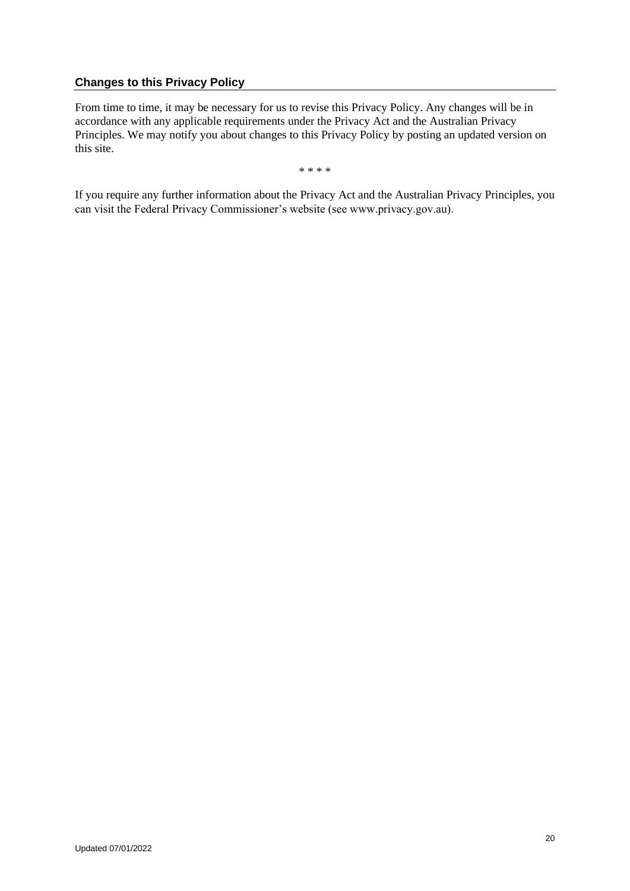## Changes to this Privacy Policy

From time to time, it may be necessary for us to revise this Privacy Policy. Any changes will be in accordance with any applicable requirements under the Privacy Act and the Australian Privacy Principles. We may notify you about changes to this Privacy Policy by posting an updated version on this site.

* * * *

If you require any further information about the Privacy Act and the Australian Privacy Principles, you can visit the Federal Privacy Commissioner's website (see www.privacy.gov.au).